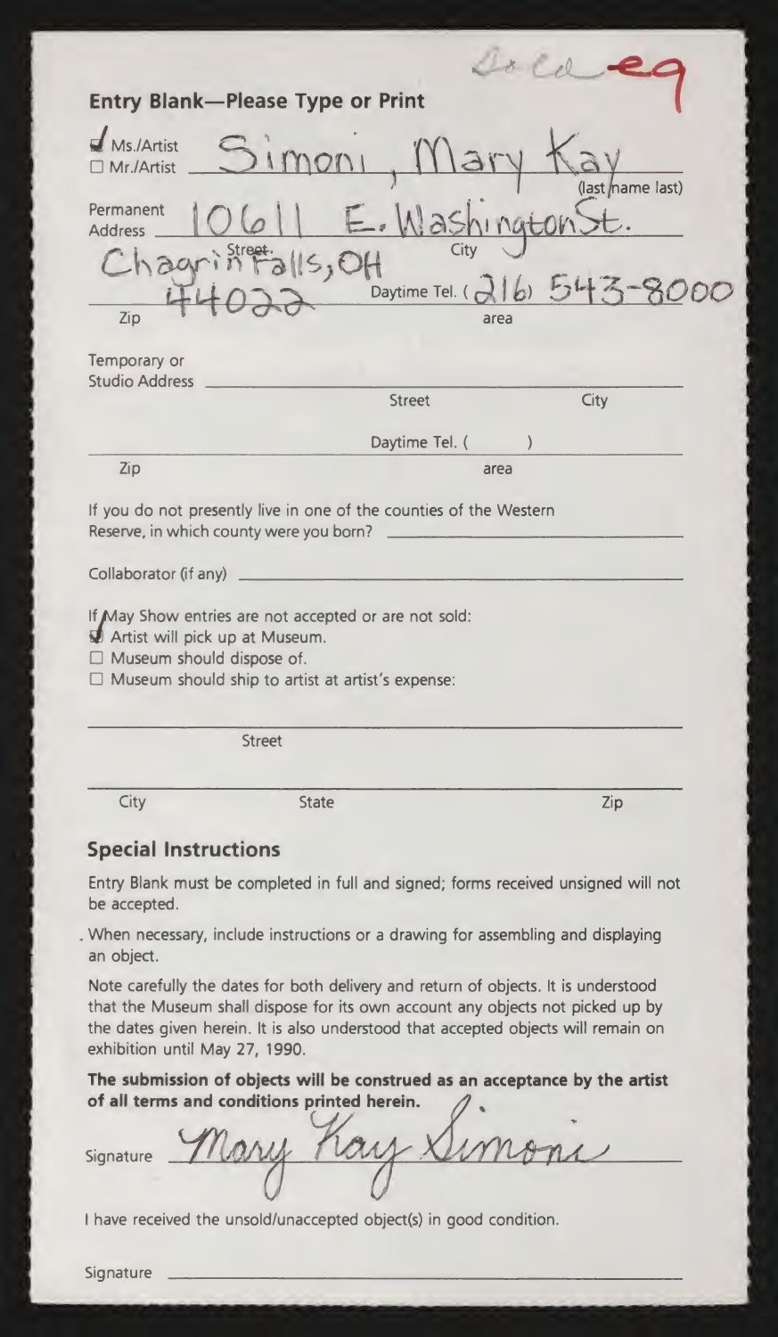Dec ea

## Entry Blank—Please Type or Print

☑ Ms./Artist
☐ Mr./Artist Simoni, Mary Kay (last name last)

Permanent Address 10611 E. Washington St.
Street City
Chagrin Falls, OH
Zip 44022 Daytime Tel. (216) 543-8000
area

Temporary or Studio Address ______________________
Street City

Zip ______ Daytime Tel. ( ) ______
area

If you do not presently live in one of the counties of the Western Reserve, in which county were you born? ______________________

Collaborator (if any) ______________________

If May Show entries are not accepted or are not sold:

☑ Artist will pick up at Museum.
☐ Museum should dispose of.
☐ Museum should ship to artist at artist's expense:

______________________
Street

______________________
City State Zip

## Special Instructions

Entry Blank must be completed in full and signed; forms received unsigned will not be accepted.

When necessary, include instructions or a drawing for assembling and displaying an object.

Note carefully the dates for both delivery and return of objects. It is understood that the Museum shall dispose for its own account any objects not picked up by the dates given herein. It is also understood that accepted objects will remain on exhibition until May 27, 1990.

**The submission of objects will be construed as an acceptance by the artist of all terms and conditions printed herein.**

Signature Mary Kay Simoni

I have received the unsold/unaccepted object(s) in good condition.

Signature ______________________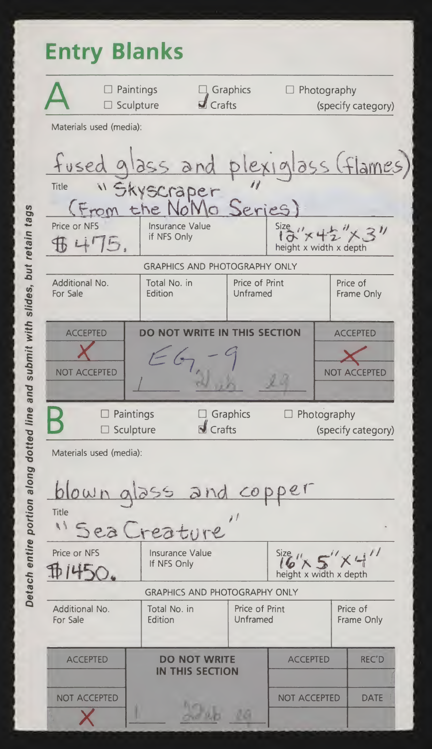# Entry Blanks

*Detach entire portion along dotted line and submit with slides, but retain tags*

## A

- ☐ Paintings
- ☐ Sculpture
- ☐ Graphics
- ☑ Crafts
- ☐ Photography (specify category)

Materials used (media): fused glass and plexiglass (flames)

Title: "Skyscraper" (From the NoMo Series)

| Price or NFS | Insurance Value if NFS Only | Size (height x width x depth) |
|---|---|---|
| $475. | | 12" x 4½" x 3" |

GRAPHICS AND PHOTOGRAPHY ONLY

| Additional No. For Sale | Total No. in Edition | Price of Print Unframed | Price of Frame Only |
|---|---|---|---|
| | | | |

| ACCEPTED | DO NOT WRITE IN THIS SECTION | ACCEPTED |
|---|---|---|
| X | EG-9 | X |
| NOT ACCEPTED | 1 2Feb 29 | NOT ACCEPTED |

## B

- ☐ Paintings
- ☐ Sculpture
- ☐ Graphics
- ☑ Crafts
- ☐ Photography (specify category)

Materials used (media): blown glass and copper

Title: "Sea Creature"

| Price or NFS | Insurance Value If NFS Only | Size (height x width x depth) |
|---|---|---|
| $1450. | | 16" x 5" x 4" |

GRAPHICS AND PHOTOGRAPHY ONLY

| Additional No. For Sale | Total No. in Edition | Price of Print Unframed | Price of Frame Only |
|---|---|---|---|
| | | | |

| ACCEPTED | DO NOT WRITE IN THIS SECTION | ACCEPTED | REC'D |
|---|---|---|---|
| | | | |
| NOT ACCEPTED | | NOT ACCEPTED | DATE |
| X | 1 2Feb 29 | | |